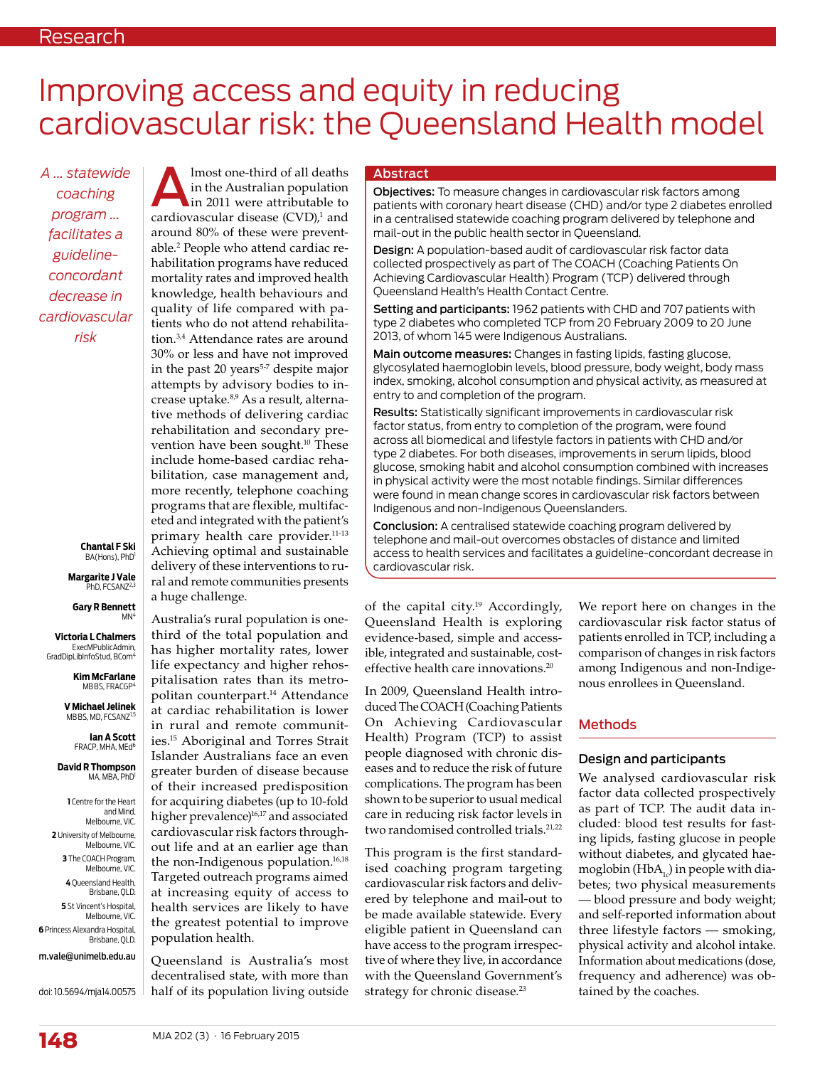# Improving access and equity in reducing cardiovascular risk: the Queensland Health model

*A ... statewide coaching program ... facilitates a guideline-concordant decrease in cardiovascular risk*

**Chantal F Ski** BA(Hons), PhD[1]

**Margarite J Vale** PhD, FCSANZ[2,3]

**Gary R Bennett** MN[4]

**Victoria L Chalmers** ExecMPublicAdmin, GradDipLibInfoStud, BCom[4]

**Kim McFarlane** MB BS, FRACGP[4]

**V Michael Jelinek** MB BS, MD, FCSANZ[1,5]

**Ian A Scott** FRACP, MHA, MEd[6]

**David R Thompson** MA, MBA, PhD[1]

1 Centre for the Heart and Mind, Melbourne, VIC.
2 University of Melbourne, Melbourne, VIC.
3 The COACH Program, Melbourne, VIC.
4 Queensland Health, Brisbane, QLD.
5 St Vincent's Hospital, Melbourne, VIC.
6 Princess Alexandra Hospital, Brisbane, QLD.

m.vale@unimelb.edu.au

doi: 10.5694/mja14.00575

## Abstract

**Objectives:** To measure changes in cardiovascular risk factors among patients with coronary heart disease (CHD) and/or type 2 diabetes enrolled in a centralised statewide coaching program delivered by telephone and mail-out in the public health sector in Queensland.

**Design:** A population-based audit of cardiovascular risk factor data collected prospectively as part of The COACH (Coaching Patients On Achieving Cardiovascular Health) Program (TCP) delivered through Queensland Health's Health Contact Centre.

**Setting and participants:** 1962 patients with CHD and 707 patients with type 2 diabetes who completed TCP from 20 February 2009 to 20 June 2013, of whom 145 were Indigenous Australians.

**Main outcome measures:** Changes in fasting lipids, fasting glucose, glycosylated haemoglobin levels, blood pressure, body weight, body mass index, smoking, alcohol consumption and physical activity, as measured at entry to and completion of the program.

**Results:** Statistically significant improvements in cardiovascular risk factor status, from entry to completion of the program, were found across all biomedical and lifestyle factors in patients with CHD and/or type 2 diabetes. For both diseases, improvements in serum lipids, blood glucose, smoking habit and alcohol consumption combined with increases in physical activity were the most notable findings. Similar differences were found in mean change scores in cardiovascular risk factors between Indigenous and non-Indigenous Queenslanders.

**Conclusion:** A centralised statewide coaching program delivered by telephone and mail-out overcomes obstacles of distance and limited access to health services and facilitates a guideline-concordant decrease in cardiovascular risk.

Almost one-third of all deaths in the Australian population in 2011 were attributable to cardiovascular disease (CVD),[1] and around 80% of these were preventable.[2] People who attend cardiac rehabilitation programs have reduced mortality rates and improved health knowledge, health behaviours and quality of life compared with patients who do not attend rehabilitation.[3,4] Attendance rates are around 30% or less and have not improved in the past 20 years[5-7] despite major attempts by advisory bodies to increase uptake.[8,9] As a result, alternative methods of delivering cardiac rehabilitation and secondary prevention have been sought.[10] These include home-based cardiac rehabilitation, case management and, more recently, telephone coaching programs that are flexible, multifaceted and integrated with the patient's primary health care provider.[11-13] Achieving optimal and sustainable delivery of these interventions to rural and remote communities presents a huge challenge.

Australia's rural population is one-third of the total population and has higher mortality rates, lower life expectancy and higher rehospitalisation rates than its metropolitan counterpart.[14] Attendance at cardiac rehabilitation is lower in rural and remote communities.[15] Aboriginal and Torres Strait Islander Australians face an even greater burden of disease because of their increased predisposition for acquiring diabetes (up to 10-fold higher prevalence)[16,17] and associated cardiovascular risk factors throughout life and at an earlier age than the non-Indigenous population.[16,18] Targeted outreach programs aimed at increasing equity of access to health services are likely to have the greatest potential to improve population health.

Queensland is Australia's most decentralised state, with more than half of its population living outside of the capital city.[19] Accordingly, Queensland Health is exploring evidence-based, simple and accessible, integrated and sustainable, cost-effective health care innovations.[20]

In 2009, Queensland Health introduced The COACH (Coaching Patients On Achieving Cardiovascular Health) Program (TCP) to assist people diagnosed with chronic diseases and to reduce the risk of future complications. The program has been shown to be superior to usual medical care in reducing risk factor levels in two randomised controlled trials.[21,22]

This program is the first standardised coaching program targeting cardiovascular risk factors and delivered by telephone and mail-out to be made available statewide. Every eligible patient in Queensland can have access to the program irrespective of where they live, in accordance with the Queensland Government's strategy for chronic disease.[23]

We report here on changes in the cardiovascular risk factor status of patients enrolled in TCP, including a comparison of changes in risk factors among Indigenous and non-Indigenous enrollees in Queensland.

## Methods

### Design and participants

We analysed cardiovascular risk factor data collected prospectively as part of TCP. The audit data included: blood test results for fasting lipids, fasting glucose in people without diabetes, and glycated haemoglobin ($HbA_{1c}$) in people with diabetes; two physical measurements — blood pressure and body weight; and self-reported information about three lifestyle factors — smoking, physical activity and alcohol intake. Information about medications (dose, frequency and adherence) was obtained by the coaches.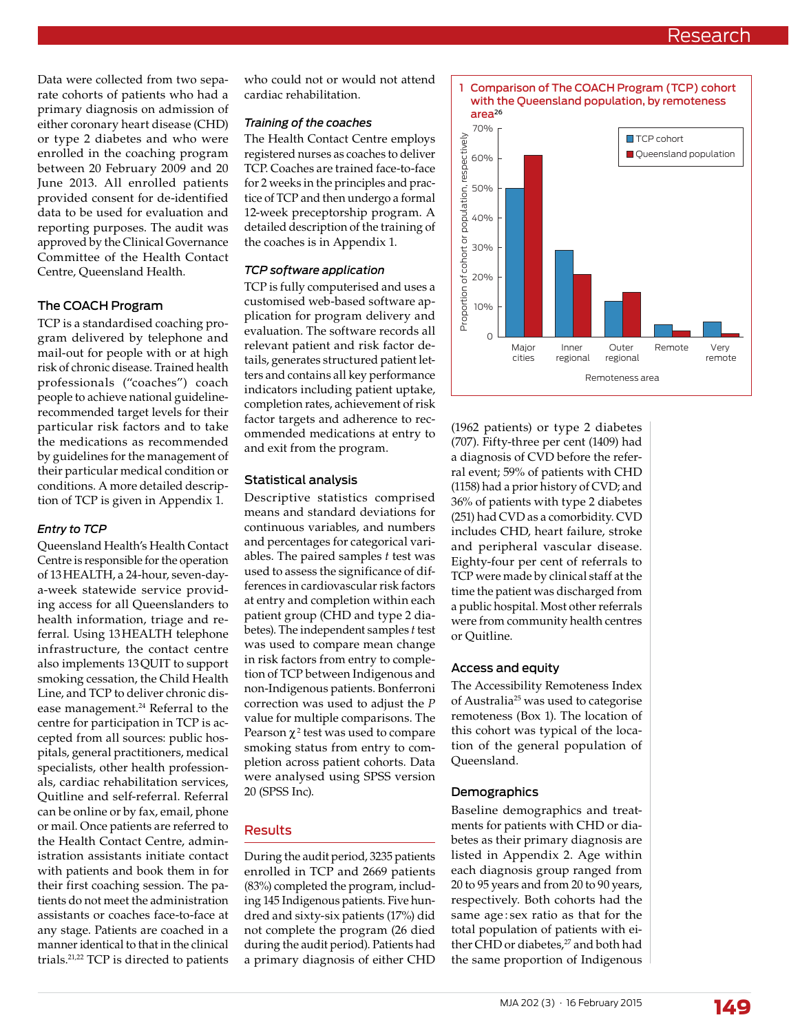Data were collected from two separate cohorts of patients who had a primary diagnosis on admission of either coronary heart disease (CHD) or type 2 diabetes and who were enrolled in the coaching program between 20 February 2009 and 20 June 2013. All enrolled patients provided consent for de-identified data to be used for evaluation and reporting purposes. The audit was approved by the Clinical Governance Committee of the Health Contact Centre, Queensland Health.

## The COACH Program

TCP is a standardised coaching program delivered by telephone and mail-out for people with or at high risk of chronic disease. Trained health professionals ("coaches") coach people to achieve national guideline-recommended target levels for their particular risk factors and to take the medications as recommended by guidelines for the management of their particular medical condition or conditions. A more detailed description of TCP is given in Appendix 1.

### *Entry to TCP*

Queensland Health's Health Contact Centre is responsible for the operation of 13 HEALTH, a 24-hour, seven-day-a-week statewide service providing access for all Queenslanders to health information, triage and referral. Using 13 HEALTH telephone infrastructure, the contact centre also implements 13 QUIT to support smoking cessation, the Child Health Line, and TCP to deliver chronic disease management.[24] Referral to the centre for participation in TCP is accepted from all sources: public hospitals, general practitioners, medical specialists, other health professionals, cardiac rehabilitation services, Quitline and self-referral. Referral can be online or by fax, email, phone or mail. Once patients are referred to the Health Contact Centre, administration assistants initiate contact with patients and book them in for their first coaching session. The patients do not meet the administration assistants or coaches face-to-face at any stage. Patients are coached in a manner identical to that in the clinical trials.[21,22] TCP is directed to patients who could not or would not attend cardiac rehabilitation.

### *Training of the coaches*

The Health Contact Centre employs registered nurses as coaches to deliver TCP. Coaches are trained face-to-face for 2 weeks in the principles and practice of TCP and then undergo a formal 12-week preceptorship program. A detailed description of the training of the coaches is in Appendix 1.

### *TCP software application*

TCP is fully computerised and uses a customised web-based software application for program delivery and evaluation. The software records all relevant patient and risk factor details, generates structured patient letters and contains all key performance indicators including patient uptake, completion rates, achievement of risk factor targets and adherence to recommended medications at entry to and exit from the program.

## Statistical analysis

Descriptive statistics comprised means and standard deviations for continuous variables, and numbers and percentages for categorical variables. The paired samples $t$ test was used to assess the significance of differences in cardiovascular risk factors at entry and completion within each patient group (CHD and type 2 diabetes). The independent samples $t$ test was used to compare mean change in risk factors from entry to completion of TCP between Indigenous and non-Indigenous patients. Bonferroni correction was used to adjust the $P$ value for multiple comparisons. The Pearson $\chi^2$ test was used to compare smoking status from entry to completion across patient cohorts. Data were analysed using SPSS version 20 (SPSS Inc).

## Results

During the audit period, 3235 patients enrolled in TCP and 2669 patients (83%) completed the program, including 145 Indigenous patients. Five hundred and sixty-six patients (17%) did not complete the program (26 died during the audit period). Patients had a primary diagnosis of either CHD (1962 patients) or type 2 diabetes (707). Fifty-three per cent (1409) had a diagnosis of CVD before the referral event; 59% of patients with CHD (1158) had a prior history of CVD; and 36% of patients with type 2 diabetes (251) had CVD as a comorbidity. CVD includes CHD, heart failure, stroke and peripheral vascular disease. Eighty-four per cent of referrals to TCP were made by clinical staff at the time the patient was discharged from a public hospital. Most other referrals were from community health centres or Quitline.

**1 Comparison of The COACH Program (TCP) cohort with the Queensland population, by remoteness area[26]**

| Remoteness area | TCP cohort | Queensland population |
|---|---|---|
| Major cities | ~50% | ~61% |
| Inner regional | ~29% | ~21% |
| Outer regional | ~12% | ~15% |
| Remote | ~4% | ~2% |
| Very remote | ~5% | ~1% |

## Access and equity

The Accessibility Remoteness Index of Australia[25] was used to categorise remoteness (Box 1). The location of this cohort was typical of the location of the general population of Queensland.

## Demographics

Baseline demographics and treatments for patients with CHD or diabetes as their primary diagnosis are listed in Appendix 2. Age within each diagnosis group ranged from 20 to 95 years and from 20 to 90 years, respectively. Both cohorts had the same age : sex ratio as that for the total population of patients with either CHD or diabetes,[27] and both had the same proportion of Indigenous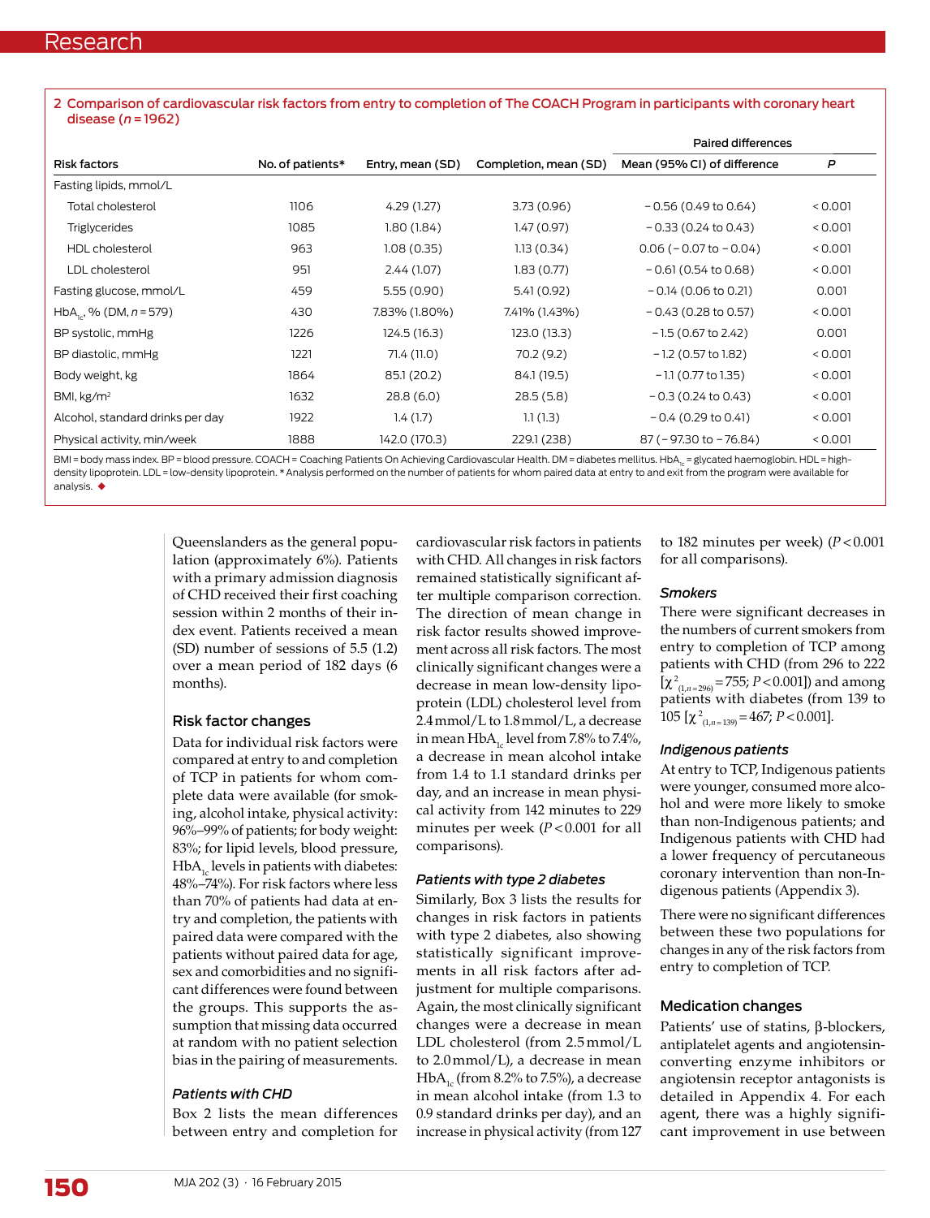**2 Comparison of cardiovascular risk factors from entry to completion of The COACH Program in participants with coronary heart disease ($n$ = 1962)**

| Risk factors | No. of patients* | Entry, mean (SD) | Completion, mean (SD) | Paired differences | |
|---|---|---|---|---|---|
| | | | | Mean (95% CI) of difference | $P$ |
| Fasting lipids, mmol/L | | | | | |
| Total cholesterol | 1106 | 4.29 (1.27) | 3.73 (0.96) | − 0.56 (0.49 to 0.64) | < 0.001 |
| Triglycerides | 1085 | 1.80 (1.84) | 1.47 (0.97) | − 0.33 (0.24 to 0.43) | < 0.001 |
| HDL cholesterol | 963 | 1.08 (0.35) | 1.13 (0.34) | 0.06 (− 0.07 to − 0.04) | < 0.001 |
| LDL cholesterol | 951 | 2.44 (1.07) | 1.83 (0.77) | − 0.61 (0.54 to 0.68) | < 0.001 |
| Fasting glucose, mmol/L | 459 | 5.55 (0.90) | 5.41 (0.92) | − 0.14 (0.06 to 0.21) | 0.001 |
| $HbA_{1c}$, % (DM, $n$ = 579) | 430 | 7.83% (1.80%) | 7.41% (1.43%) | − 0.43 (0.28 to 0.57) | < 0.001 |
| BP systolic, mmHg | 1226 | 124.5 (16.3) | 123.0 (13.3) | −1.5 (0.67 to 2.42) | 0.001 |
| BP diastolic, mmHg | 1221 | 71.4 (11.0) | 70.2 (9.2) | −1.2 (0.57 to 1.82) | < 0.001 |
| Body weight, kg | 1864 | 85.1 (20.2) | 84.1 (19.5) | −1.1 (0.77 to 1.35) | < 0.001 |
| BMI, kg/m² | 1632 | 28.8 (6.0) | 28.5 (5.8) | − 0.3 (0.24 to 0.43) | < 0.001 |
| Alcohol, standard drinks per day | 1922 | 1.4 (1.7) | 1.1 (1.3) | − 0.4 (0.29 to 0.41) | < 0.001 |
| Physical activity, min/week | 1888 | 142.0 (170.3) | 229.1 (238) | 87 (− 97.30 to − 76.84) | < 0.001 |

BMI = body mass index. BP = blood pressure. COACH = Coaching Patients On Achieving Cardiovascular Health. DM = diabetes mellitus. $HbA_{1c}$ = glycated haemoglobin. HDL = high-density lipoprotein. LDL = low-density lipoprotein. * Analysis performed on the number of patients for whom paired data at entry to and exit from the program were available for analysis. ◆

Queenslanders as the general population (approximately 6%). Patients with a primary admission diagnosis of CHD received their first coaching session within 2 months of their index event. Patients received a mean (SD) number of sessions of 5.5 (1.2) over a mean period of 182 days (6 months).

## Risk factor changes

Data for individual risk factors were compared at entry to and completion of TCP in patients for whom complete data were available (for smoking, alcohol intake, physical activity: 96%–99% of patients; for body weight: 83%; for lipid levels, blood pressure, $HbA_{1c}$ levels in patients with diabetes: 48%–74%). For risk factors where less than 70% of patients had data at entry and completion, the patients with paired data were compared with the patients without paired data for age, sex and comorbidities and no significant differences were found between the groups. This supports the assumption that missing data occurred at random with no patient selection bias in the pairing of measurements.

### *Patients with CHD*

Box 2 lists the mean differences between entry and completion for cardiovascular risk factors in patients with CHD. All changes in risk factors remained statistically significant after multiple comparison correction. The direction of mean change in risk factor results showed improvement across all risk factors. The most clinically significant changes were a decrease in mean low-density lipoprotein (LDL) cholesterol level from 2.4 mmol/L to 1.8 mmol/L, a decrease in mean $HbA_{1c}$ level from 7.8% to 7.4%, a decrease in mean alcohol intake from 1.4 to 1.1 standard drinks per day, and an increase in mean physical activity from 142 minutes to 229 minutes per week ($P$ < 0.001 for all comparisons).

### *Patients with type 2 diabetes*

Similarly, Box 3 lists the results for changes in risk factors in patients with type 2 diabetes, also showing statistically significant improvements in all risk factors after adjustment for multiple comparisons. Again, the most clinically significant changes were a decrease in mean LDL cholesterol (from 2.5 mmol/L to 2.0 mmol/L), a decrease in mean $HbA_{1c}$ (from 8.2% to 7.5%), a decrease in mean alcohol intake (from 1.3 to 0.9 standard drinks per day), and an increase in physical activity (from 127 to 182 minutes per week) ($P$ < 0.001 for all comparisons).

### *Smokers*

There were significant decreases in the numbers of current smokers from entry to completion of TCP among patients with CHD (from 296 to 222 [$\chi^2_{(1, n = 296)}$ = 755; $P$ < 0.001]) and among patients with diabetes (from 139 to 105 [$\chi^2_{(1, n = 139)}$ = 467; $P$ < 0.001].

### *Indigenous patients*

At entry to TCP, Indigenous patients were younger, consumed more alcohol and were more likely to smoke than non-Indigenous patients; and Indigenous patients with CHD had a lower frequency of percutaneous coronary intervention than non-Indigenous patients (Appendix 3).

There were no significant differences between these two populations for changes in any of the risk factors from entry to completion of TCP.

## Medication changes

Patients' use of statins, β-blockers, antiplatelet agents and angiotensin-converting enzyme inhibitors or angiotensin receptor antagonists is detailed in Appendix 4. For each agent, there was a highly significant improvement in use between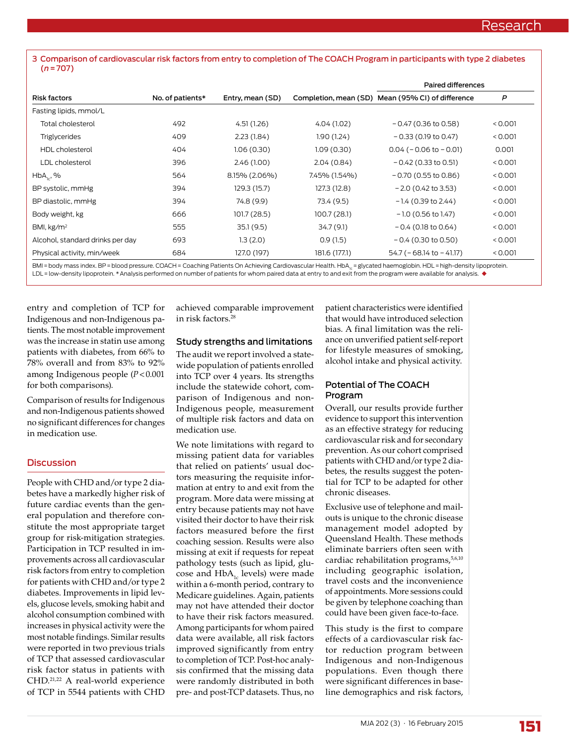**3 Comparison of cardiovascular risk factors from entry to completion of The COACH Program in participants with type 2 diabetes ($n = 707$)**

| Risk factors | No. of patients* | Entry, mean (SD) | Completion, mean (SD) | Paired differences | |
|---|---|---|---|---|---|
| | | | | Mean (95% CI) of difference | *P* |
| Fasting lipids, mmol/L | | | | | |
| Total cholesterol | 492 | 4.51 (1.26) | 4.04 (1.02) | − 0.47 (0.36 to 0.58) | < 0.001 |
| Triglycerides | 409 | 2.23 (1.84) | 1.90 (1.24) | − 0.33 (0.19 to 0.47) | < 0.001 |
| HDL cholesterol | 404 | 1.06 (0.30) | 1.09 (0.30) | 0.04 ( − 0.06 to − 0.01) | 0.001 |
| LDL cholesterol | 396 | 2.46 (1.00) | 2.04 (0.84) | − 0.42 (0.33 to 0.51) | < 0.001 |
| $HbA_{1c}$, % | 564 | 8.15% (2.06%) | 7.45% (1.54%) | − 0.70 (0.55 to 0.86) | < 0.001 |
| BP systolic, mmHg | 394 | 129.3 (15.7) | 127.3 (12.8) | − 2.0 (0.42 to 3.53) | < 0.001 |
| BP diastolic, mmHg | 394 | 74.8 (9.9) | 73.4 (9.5) | − 1.4 (0.39 to 2.44) | < 0.001 |
| Body weight, kg | 666 | 101.7 (28.5) | 100.7 (28.1) | − 1.0 (0.56 to 1.47) | < 0.001 |
| BMI, kg/m$^2$ | 555 | 35.1 (9.5) | 34.7 (9.1) | − 0.4 (0.18 to 0.64) | < 0.001 |
| Alcohol, standard drinks per day | 693 | 1.3 (2.0) | 0.9 (1.5) | − 0.4 (0.30 to 0.50) | < 0.001 |
| Physical activity, min/week | 684 | 127.0 (197) | 181.6 (177.1) | 54.7 ( − 68.14 to − 41.17) | < 0.001 |

BMI = body mass index. BP = blood pressure. COACH = Coaching Patients On Achieving Cardiovascular Health. $HbA_{1c}$ = glycated haemoglobin. HDL = high-density lipoprotein. LDL = low-density lipoprotein. * Analysis performed on number of patients for whom paired data at entry to and exit from the program were available for analysis. ◆

entry and completion of TCP for Indigenous and non-Indigenous patients. The most notable improvement was the increase in statin use among patients with diabetes, from 66% to 78% overall and from 83% to 92% among Indigenous people ($P < 0.001$ for both comparisons).

Comparison of results for Indigenous and non-Indigenous patients showed no significant differences for changes in medication use.

## Discussion

People with CHD and/or type 2 diabetes have a markedly higher risk of future cardiac events than the general population and therefore constitute the most appropriate target group for risk-mitigation strategies. Participation in TCP resulted in improvements across all cardiovascular risk factors from entry to completion for patients with CHD and/or type 2 diabetes. Improvements in lipid levels, glucose levels, smoking habit and alcohol consumption combined with increases in physical activity were the most notable findings. Similar results were reported in two previous trials of TCP that assessed cardiovascular risk factor status in patients with CHD.[21,22] A real-world experience of TCP in 5544 patients with CHD achieved comparable improvement in risk factors.[28]

### Study strengths and limitations

The audit we report involved a statewide population of patients enrolled into TCP over 4 years. Its strengths include the statewide cohort, comparison of Indigenous and non-Indigenous people, measurement of multiple risk factors and data on medication use.

We note limitations with regard to missing patient data for variables that relied on patients' usual doctors measuring the requisite information at entry to and exit from the program. More data were missing at entry because patients may not have visited their doctor to have their risk factors measured before the first coaching session. Results were also missing at exit if requests for repeat pathology tests (such as lipid, glucose and $HbA_{1c}$ levels) were made within a 6-month period, contrary to Medicare guidelines. Again, patients may not have attended their doctor to have their risk factors measured. Among participants for whom paired data were available, all risk factors improved significantly from entry to completion of TCP. Post-hoc analysis confirmed that the missing data were randomly distributed in both pre- and post-TCP datasets. Thus, no patient characteristics were identified that would have introduced selection bias. A final limitation was the reliance on unverified patient self-report for lifestyle measures of smoking, alcohol intake and physical activity.

### Potential of The COACH Program

Overall, our results provide further evidence to support this intervention as an effective strategy for reducing cardiovascular risk and for secondary prevention. As our cohort comprised patients with CHD and/or type 2 diabetes, the results suggest the potential for TCP to be adapted for other chronic diseases.

Exclusive use of telephone and mail-outs is unique to the chronic disease management model adopted by Queensland Health. These methods eliminate barriers often seen with cardiac rehabilitation programs,[5,6,10] including geographic isolation, travel costs and the inconvenience of appointments. More sessions could be given by telephone coaching than could have been given face-to-face.

This study is the first to compare effects of a cardiovascular risk factor reduction program between Indigenous and non-Indigenous populations. Even though there were significant differences in baseline demographics and risk factors,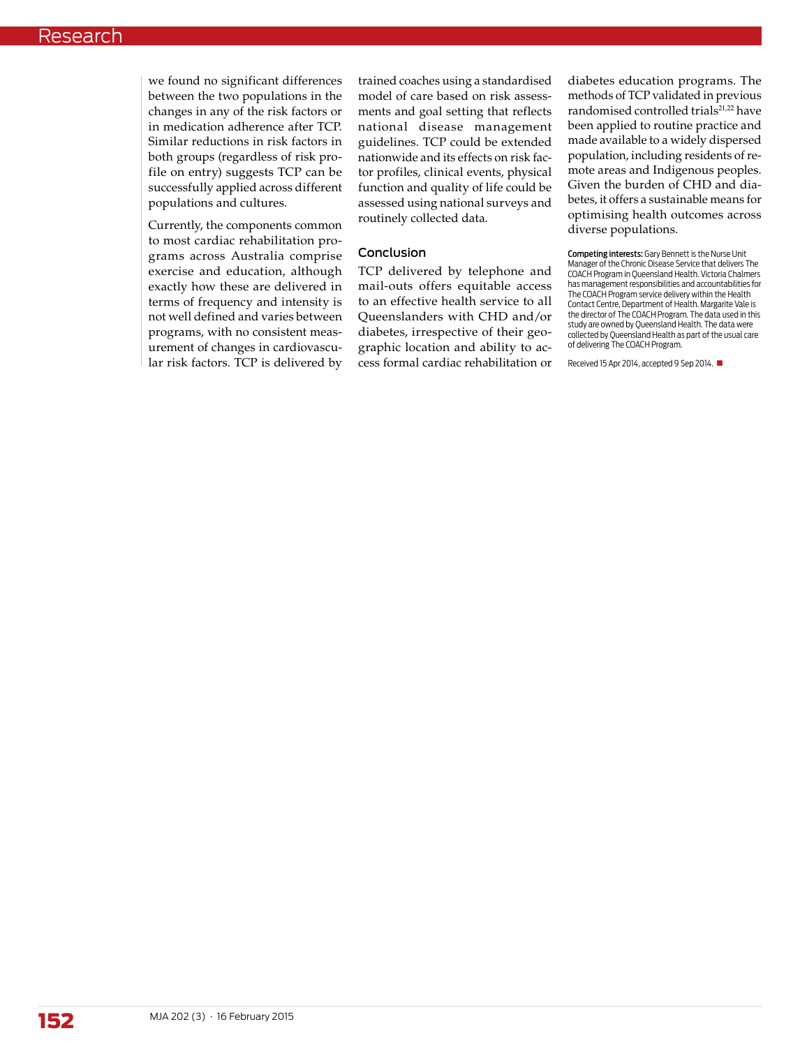we found no significant differences between the two populations in the changes in any of the risk factors or in medication adherence after TCP. Similar reductions in risk factors in both groups (regardless of risk profile on entry) suggests TCP can be successfully applied across different populations and cultures.

Currently, the components common to most cardiac rehabilitation programs across Australia comprise exercise and education, although exactly how these are delivered in terms of frequency and intensity is not well defined and varies between programs, with no consistent measurement of changes in cardiovascular risk factors. TCP is delivered by trained coaches using a standardised model of care based on risk assessments and goal setting that reflects national disease management guidelines. TCP could be extended nationwide and its effects on risk factor profiles, clinical events, physical function and quality of life could be assessed using national surveys and routinely collected data.

## Conclusion

TCP delivered by telephone and mail-outs offers equitable access to an effective health service to all Queenslanders with CHD and/or diabetes, irrespective of their geographic location and ability to access formal cardiac rehabilitation or diabetes education programs. The methods of TCP validated in previous randomised controlled trials[21,22] have been applied to routine practice and made available to a widely dispersed population, including residents of remote areas and Indigenous peoples. Given the burden of CHD and diabetes, it offers a sustainable means for optimising health outcomes across diverse populations.

**Competing interests:** Gary Bennett is the Nurse Unit Manager of the Chronic Disease Service that delivers The COACH Program in Queensland Health. Victoria Chalmers has management responsibilities and accountabilities for The COACH Program service delivery within the Health Contact Centre, Department of Health. Margarite Vale is the director of The COACH Program. The data used in this study are owned by Queensland Health. The data were collected by Queensland Health as part of the usual care of delivering The COACH Program.

Received 15 Apr 2014, accepted 9 Sep 2014. ■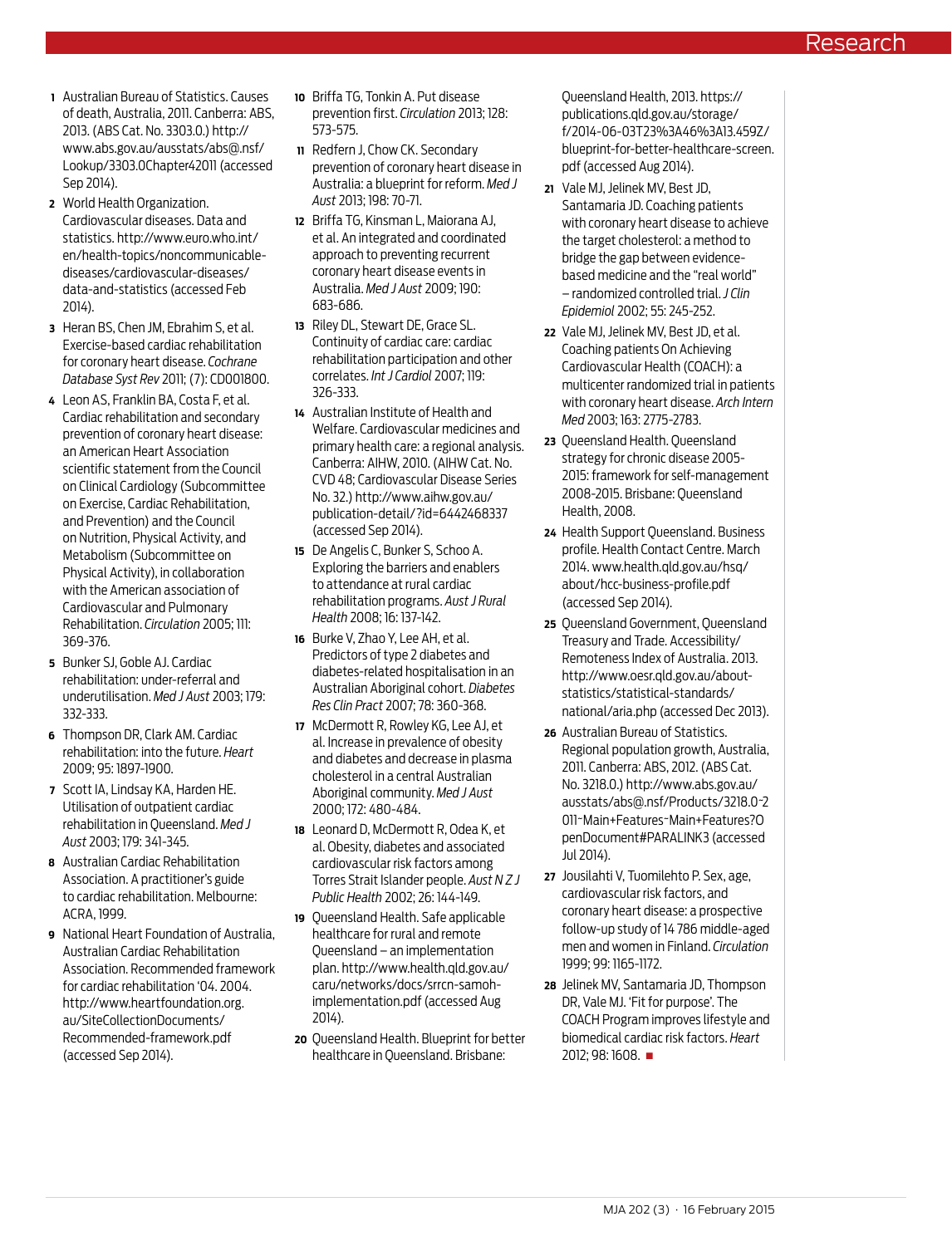1. Australian Bureau of Statistics. Causes of death, Australia, 2011. Canberra: ABS, 2013. (ABS Cat. No. 3303.0.) http://www.abs.gov.au/ausstats/abs@.nsf/Lookup/3303.0Chapter42011 (accessed Sep 2014).
2. World Health Organization. Cardiovascular diseases. Data and statistics. http://www.euro.who.int/en/health-topics/noncommunicable-diseases/cardiovascular-diseases/data-and-statistics (accessed Feb 2014).
3. Heran BS, Chen JM, Ebrahim S, et al. Exercise-based cardiac rehabilitation for coronary heart disease. *Cochrane Database Syst Rev* 2011; (7): CD001800.
4. Leon AS, Franklin BA, Costa F, et al. Cardiac rehabilitation and secondary prevention of coronary heart disease: an American Heart Association scientific statement from the Council on Clinical Cardiology (Subcommittee on Exercise, Cardiac Rehabilitation, and Prevention) and the Council on Nutrition, Physical Activity, and Metabolism (Subcommittee on Physical Activity), in collaboration with the American association of Cardiovascular and Pulmonary Rehabilitation. *Circulation* 2005; 111: 369-376.
5. Bunker SJ, Goble AJ. Cardiac rehabilitation: under-referral and underutilisation. *Med J Aust* 2003; 179: 332-333.
6. Thompson DR, Clark AM. Cardiac rehabilitation: into the future. *Heart* 2009; 95: 1897-1900.
7. Scott IA, Lindsay KA, Harden HE. Utilisation of outpatient cardiac rehabilitation in Queensland. *Med J Aust* 2003; 179: 341-345.
8. Australian Cardiac Rehabilitation Association. A practitioner's guide to cardiac rehabilitation. Melbourne: ACRA, 1999.
9. National Heart Foundation of Australia, Australian Cardiac Rehabilitation Association. Recommended framework for cardiac rehabilitation '04. 2004. http://www.heartfoundation.org.au/SiteCollectionDocuments/Recommended-framework.pdf (accessed Sep 2014).
10. Briffa TG, Tonkin A. Put disease prevention first. *Circulation* 2013; 128: 573-575.
11. Redfern J, Chow CK. Secondary prevention of coronary heart disease in Australia: a blueprint for reform. *Med J Aust* 2013; 198: 70-71.
12. Briffa TG, Kinsman L, Maiorana AJ, et al. An integrated and coordinated approach to preventing recurrent coronary heart disease events in Australia. *Med J Aust* 2009; 190: 683-686.
13. Riley DL, Stewart DE, Grace SL. Continuity of cardiac care: cardiac rehabilitation participation and other correlates. *Int J Cardiol* 2007; 119: 326-333.
14. Australian Institute of Health and Welfare. Cardiovascular medicines and primary health care: a regional analysis. Canberra: AIHW, 2010. (AIHW Cat. No. CVD 48; Cardiovascular Disease Series No. 32.) http://www.aihw.gov.au/publication-detail/?id=6442468337 (accessed Sep 2014).
15. De Angelis C, Bunker S, Schoo A. Exploring the barriers and enablers to attendance at rural cardiac rehabilitation programs. *Aust J Rural Health* 2008; 16: 137-142.
16. Burke V, Zhao Y, Lee AH, et al. Predictors of type 2 diabetes and diabetes-related hospitalisation in an Australian Aboriginal cohort. *Diabetes Res Clin Pract* 2007; 78: 360-368.
17. McDermott R, Rowley KG, Lee AJ, et al. Increase in prevalence of obesity and diabetes and decrease in plasma cholesterol in a central Australian Aboriginal community. *Med J Aust* 2000; 172: 480-484.
18. Leonard D, McDermott R, Odea K, et al. Obesity, diabetes and associated cardiovascular risk factors among Torres Strait Islander people. *Aust N Z J Public Health* 2002; 26: 144-149.
19. Queensland Health. Safe applicable healthcare for rural and remote Queensland – an implementation plan. http://www.health.qld.gov.au/caru/networks/docs/srrcn-samoh-implementation.pdf (accessed Aug 2014).
20. Queensland Health. Blueprint for better healthcare in Queensland. Brisbane: Queensland Health, 2013. https://publications.qld.gov.au/storage/f/2014-06-03T23%3A46%3A13.459Z/blueprint-for-better-healthcare-screen.pdf (accessed Aug 2014).
21. Vale MJ, Jelinek MV, Best JD, Santamaria JD. Coaching patients with coronary heart disease to achieve the target cholesterol: a method to bridge the gap between evidence-based medicine and the "real world" – randomized controlled trial. *J Clin Epidemiol* 2002; 55: 245-252.
22. Vale MJ, Jelinek MV, Best JD, et al. Coaching patients On Achieving Cardiovascular Health (COACH): a multicenter randomized trial in patients with coronary heart disease. *Arch Intern Med* 2003; 163: 2775-2783.
23. Queensland Health. Queensland strategy for chronic disease 2005-2015: framework for self-management 2008-2015. Brisbane: Queensland Health, 2008.
24. Health Support Queensland. Business profile. Health Contact Centre. March 2014. www.health.qld.gov.au/hsq/about/hcc-business-profile.pdf (accessed Sep 2014).
25. Queensland Government, Queensland Treasury and Trade. Accessibility/Remoteness Index of Australia. 2013. http://www.oesr.qld.gov.au/about-statistics/statistical-standards/national/aria.php (accessed Dec 2013).
26. Australian Bureau of Statistics. Regional population growth, Australia, 2011. Canberra: ABS, 2012. (ABS Cat. No. 3218.0.) http://www.abs.gov.au/ausstats/abs@.nsf/Products/3218.0-2011~Main+Features~Main+Features?OpenDocument#PARALINK3 (accessed Jul 2014).
27. Jousilahti V, Tuomilehto P. Sex, age, cardiovascular risk factors, and coronary heart disease: a prospective follow-up study of 14 786 middle-aged men and women in Finland. *Circulation* 1999; 99: 1165-1172.
28. Jelinek MV, Santamaria JD, Thompson DR, Vale MJ. 'Fit for purpose'. The COACH Program improves lifestyle and biomedical cardiac risk factors. *Heart* 2012; 98: 1608. ■